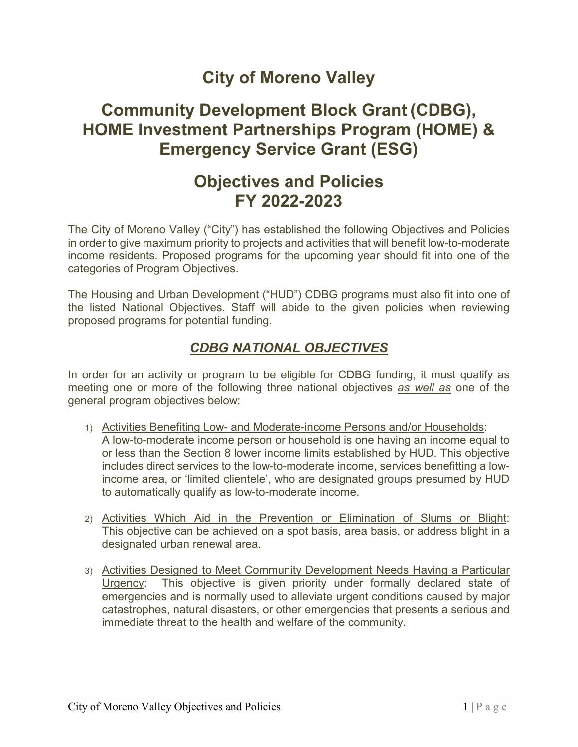# City of Moreno Valley

## Community Development Block Grant (CDBG), HOME Investment Partnerships Program (HOME) & Emergency Service Grant (ESG)

## Objectives and Policies FY 2022-2023

The City of Moreno Valley ("City") has established the following Objectives and Policies in order to give maximum priority to projects and activities that will benefit low-to-moderate income residents. Proposed programs for the upcoming year should fit into one of the categories of Program Objectives.

The Housing and Urban Development ("HUD") CDBG programs must also fit into one of the listed National Objectives. Staff will abide to the given policies when reviewing proposed programs for potential funding.

### ***CDBG NATIONAL OBJECTIVES***

In order for an activity or program to be eligible for CDBG funding, it must qualify as meeting one or more of the following three national objectives *as well as* one of the general program objectives below:

1) Activities Benefiting Low- and Moderate-income Persons and/or Households: A low-to-moderate income person or household is one having an income equal to or less than the Section 8 lower income limits established by HUD. This objective includes direct services to the low-to-moderate income, services benefitting a low-income area, or 'limited clientele', who are designated groups presumed by HUD to automatically qualify as low-to-moderate income.

2) Activities Which Aid in the Prevention or Elimination of Slums or Blight: This objective can be achieved on a spot basis, area basis, or address blight in a designated urban renewal area.

3) Activities Designed to Meet Community Development Needs Having a Particular Urgency: This objective is given priority under formally declared state of emergencies and is normally used to alleviate urgent conditions caused by major catastrophes, natural disasters, or other emergencies that presents a serious and immediate threat to the health and welfare of the community.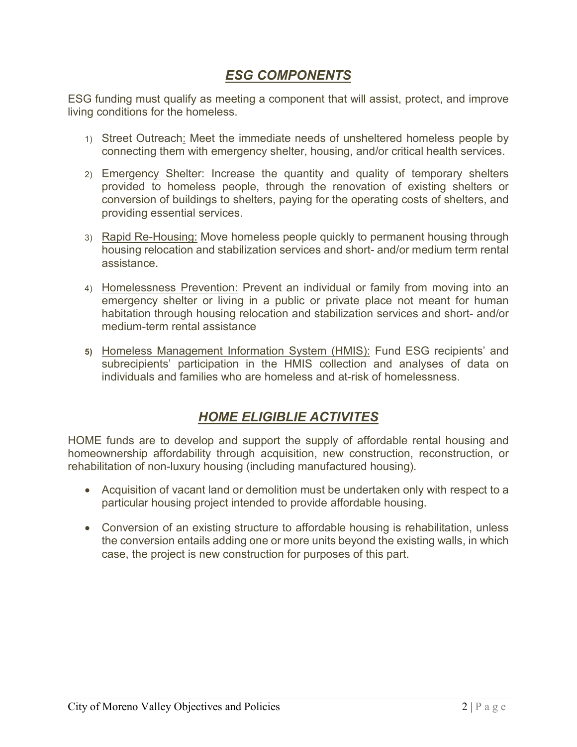## ***ESG COMPONENTS***

ESG funding must qualify as meeting a component that will assist, protect, and improve living conditions for the homeless.

1) Street Outreach: Meet the immediate needs of unsheltered homeless people by connecting them with emergency shelter, housing, and/or critical health services.

2) Emergency Shelter: Increase the quantity and quality of temporary shelters provided to homeless people, through the renovation of existing shelters or conversion of buildings to shelters, paying for the operating costs of shelters, and providing essential services.

3) Rapid Re-Housing: Move homeless people quickly to permanent housing through housing relocation and stabilization services and short- and/or medium term rental assistance.

4) Homelessness Prevention: Prevent an individual or family from moving into an emergency shelter or living in a public or private place not meant for human habitation through housing relocation and stabilization services and short- and/or medium-term rental assistance

5) Homeless Management Information System (HMIS): Fund ESG recipients' and subrecipients' participation in the HMIS collection and analyses of data on individuals and families who are homeless and at-risk of homelessness.

## ***HOME ELIGIBLIE ACTIVITES***

HOME funds are to develop and support the supply of affordable rental housing and homeownership affordability through acquisition, new construction, reconstruction, or rehabilitation of non-luxury housing (including manufactured housing).

- Acquisition of vacant land or demolition must be undertaken only with respect to a particular housing project intended to provide affordable housing.

- Conversion of an existing structure to affordable housing is rehabilitation, unless the conversion entails adding one or more units beyond the existing walls, in which case, the project is new construction for purposes of this part.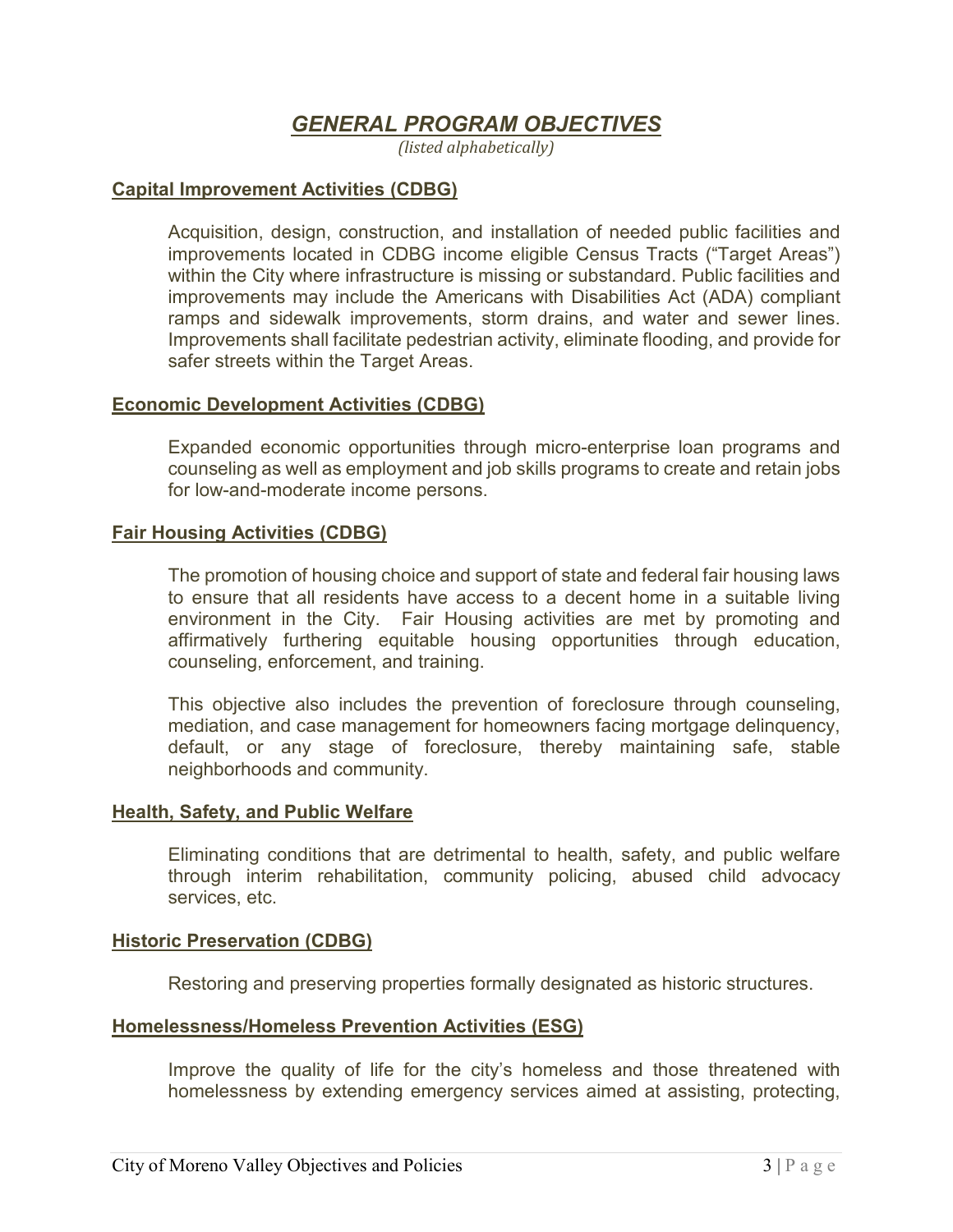# *GENERAL PROGRAM OBJECTIVES*

*(listed alphabetically)*

## Capital Improvement Activities (CDBG)

Acquisition, design, construction, and installation of needed public facilities and improvements located in CDBG income eligible Census Tracts ("Target Areas") within the City where infrastructure is missing or substandard. Public facilities and improvements may include the Americans with Disabilities Act (ADA) compliant ramps and sidewalk improvements, storm drains, and water and sewer lines. Improvements shall facilitate pedestrian activity, eliminate flooding, and provide for safer streets within the Target Areas.

## Economic Development Activities (CDBG)

Expanded economic opportunities through micro-enterprise loan programs and counseling as well as employment and job skills programs to create and retain jobs for low-and-moderate income persons.

## Fair Housing Activities (CDBG)

The promotion of housing choice and support of state and federal fair housing laws to ensure that all residents have access to a decent home in a suitable living environment in the City. Fair Housing activities are met by promoting and affirmatively furthering equitable housing opportunities through education, counseling, enforcement, and training.

This objective also includes the prevention of foreclosure through counseling, mediation, and case management for homeowners facing mortgage delinquency, default, or any stage of foreclosure, thereby maintaining safe, stable neighborhoods and community.

## Health, Safety, and Public Welfare

Eliminating conditions that are detrimental to health, safety, and public welfare through interim rehabilitation, community policing, abused child advocacy services, etc.

## Historic Preservation (CDBG)

Restoring and preserving properties formally designated as historic structures.

## Homelessness/Homeless Prevention Activities (ESG)

Improve the quality of life for the city's homeless and those threatened with homelessness by extending emergency services aimed at assisting, protecting,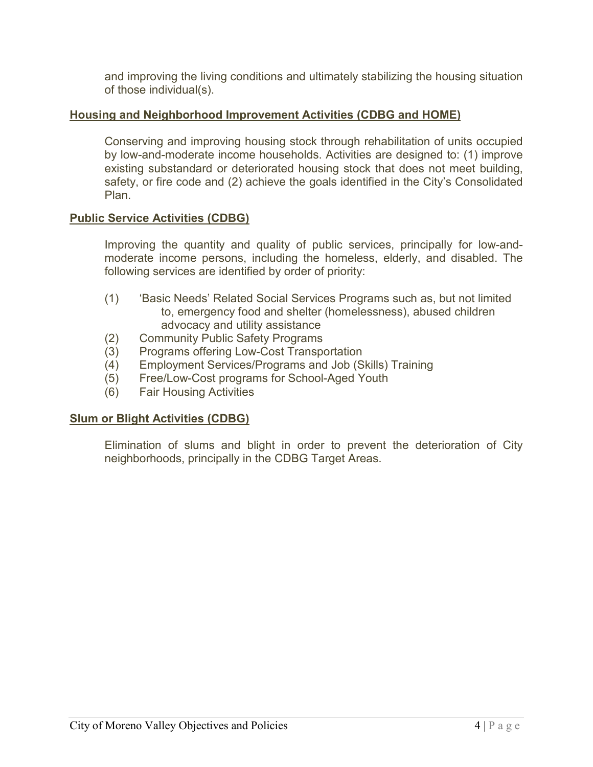and improving the living conditions and ultimately stabilizing the housing situation of those individual(s).

**<u>Housing and Neighborhood Improvement Activities (CDBG and HOME)</u>**

Conserving and improving housing stock through rehabilitation of units occupied by low-and-moderate income households. Activities are designed to: (1) improve existing substandard or deteriorated housing stock that does not meet building, safety, or fire code and (2) achieve the goals identified in the City's Consolidated Plan.

**<u>Public Service Activities (CDBG)</u>**

Improving the quantity and quality of public services, principally for low-and-moderate income persons, including the homeless, elderly, and disabled. The following services are identified by order of priority:

(1) 'Basic Needs' Related Social Services Programs such as, but not limited to, emergency food and shelter (homelessness), abused children advocacy and utility assistance
(2) Community Public Safety Programs
(3) Programs offering Low-Cost Transportation
(4) Employment Services/Programs and Job (Skills) Training
(5) Free/Low-Cost programs for School-Aged Youth
(6) Fair Housing Activities

**<u>Slum or Blight Activities (CDBG)</u>**

Elimination of slums and blight in order to prevent the deterioration of City neighborhoods, principally in the CDBG Target Areas.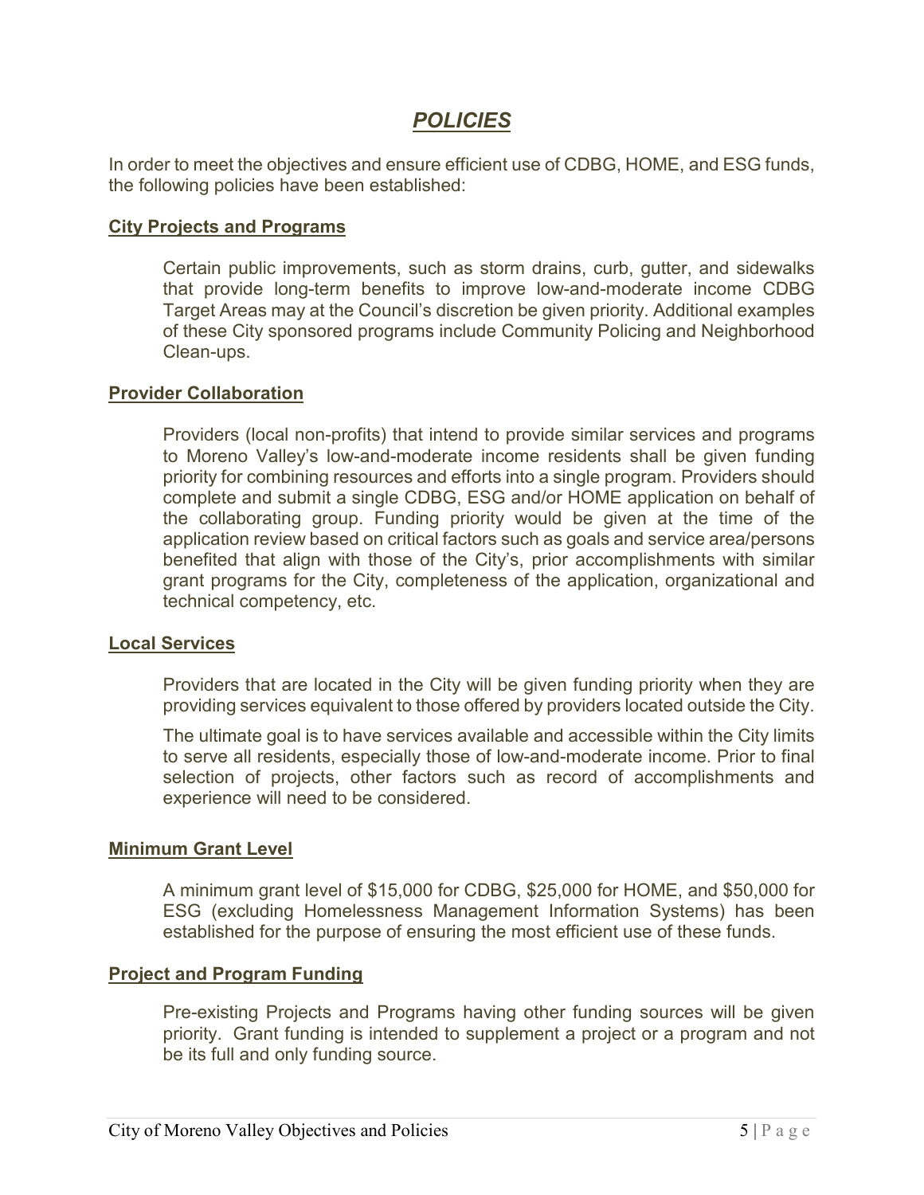# *POLICIES*

In order to meet the objectives and ensure efficient use of CDBG, HOME, and ESG funds, the following policies have been established:

**City Projects and Programs**

Certain public improvements, such as storm drains, curb, gutter, and sidewalks that provide long-term benefits to improve low-and-moderate income CDBG Target Areas may at the Council's discretion be given priority. Additional examples of these City sponsored programs include Community Policing and Neighborhood Clean-ups.

**Provider Collaboration**

Providers (local non-profits) that intend to provide similar services and programs to Moreno Valley's low-and-moderate income residents shall be given funding priority for combining resources and efforts into a single program. Providers should complete and submit a single CDBG, ESG and/or HOME application on behalf of the collaborating group. Funding priority would be given at the time of the application review based on critical factors such as goals and service area/persons benefited that align with those of the City's, prior accomplishments with similar grant programs for the City, completeness of the application, organizational and technical competency, etc.

**Local Services**

Providers that are located in the City will be given funding priority when they are providing services equivalent to those offered by providers located outside the City.

The ultimate goal is to have services available and accessible within the City limits to serve all residents, especially those of low-and-moderate income. Prior to final selection of projects, other factors such as record of accomplishments and experience will need to be considered.

**Minimum Grant Level**

A minimum grant level of $15,000 for CDBG, $25,000 for HOME, and $50,000 for ESG (excluding Homelessness Management Information Systems) has been established for the purpose of ensuring the most efficient use of these funds.

**Project and Program Funding**

Pre-existing Projects and Programs having other funding sources will be given priority. Grant funding is intended to supplement a project or a program and not be its full and only funding source.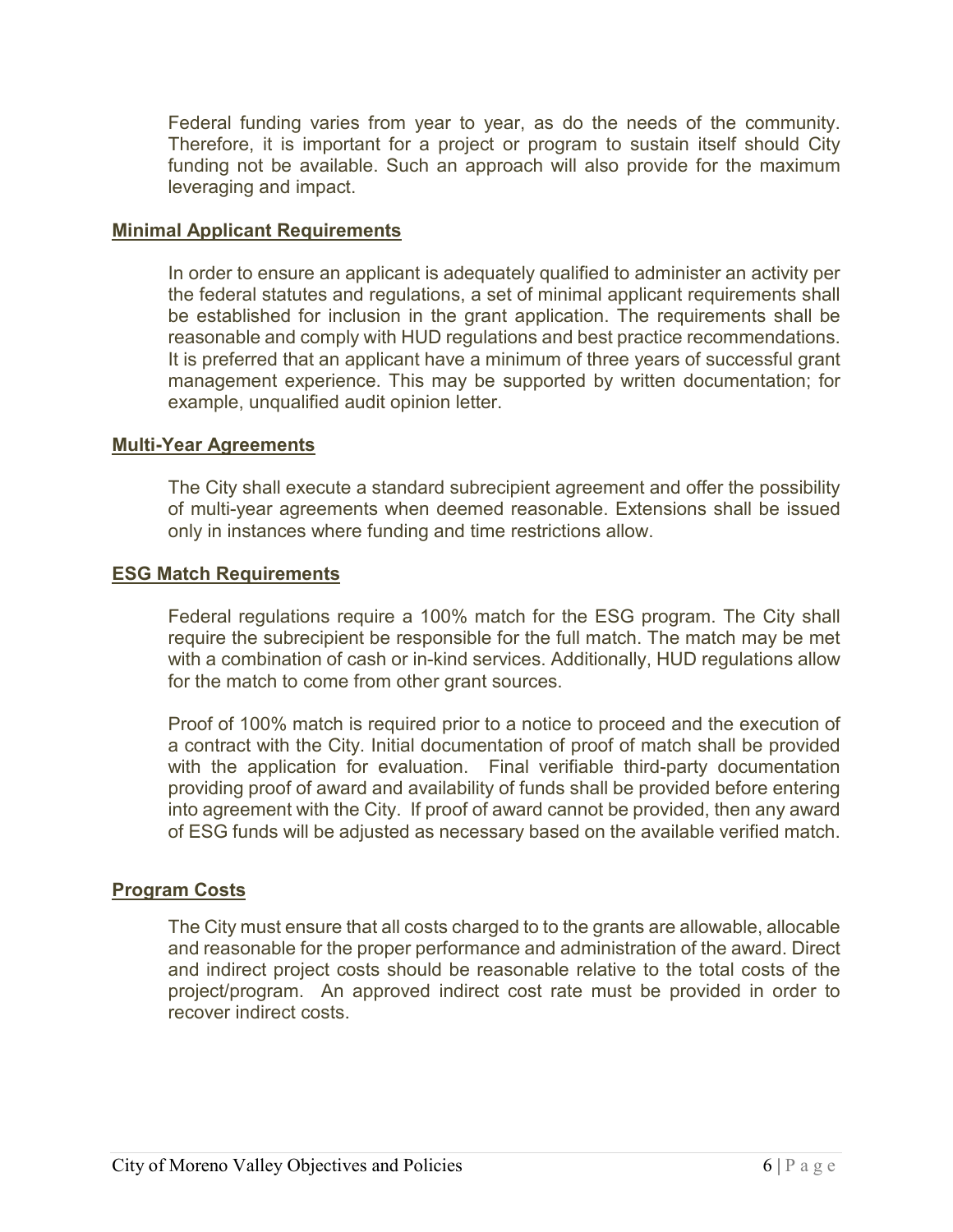Federal funding varies from year to year, as do the needs of the community. Therefore, it is important for a project or program to sustain itself should City funding not be available. Such an approach will also provide for the maximum leveraging and impact.

## Minimal Applicant Requirements

In order to ensure an applicant is adequately qualified to administer an activity per the federal statutes and regulations, a set of minimal applicant requirements shall be established for inclusion in the grant application. The requirements shall be reasonable and comply with HUD regulations and best practice recommendations. It is preferred that an applicant have a minimum of three years of successful grant management experience. This may be supported by written documentation; for example, unqualified audit opinion letter.

## Multi-Year Agreements

The City shall execute a standard subrecipient agreement and offer the possibility of multi-year agreements when deemed reasonable. Extensions shall be issued only in instances where funding and time restrictions allow.

## ESG Match Requirements

Federal regulations require a 100% match for the ESG program. The City shall require the subrecipient be responsible for the full match. The match may be met with a combination of cash or in-kind services. Additionally, HUD regulations allow for the match to come from other grant sources.

Proof of 100% match is required prior to a notice to proceed and the execution of a contract with the City. Initial documentation of proof of match shall be provided with the application for evaluation. Final verifiable third-party documentation providing proof of award and availability of funds shall be provided before entering into agreement with the City. If proof of award cannot be provided, then any award of ESG funds will be adjusted as necessary based on the available verified match.

## Program Costs

The City must ensure that all costs charged to to the grants are allowable, allocable and reasonable for the proper performance and administration of the award. Direct and indirect project costs should be reasonable relative to the total costs of the project/program. An approved indirect cost rate must be provided in order to recover indirect costs.